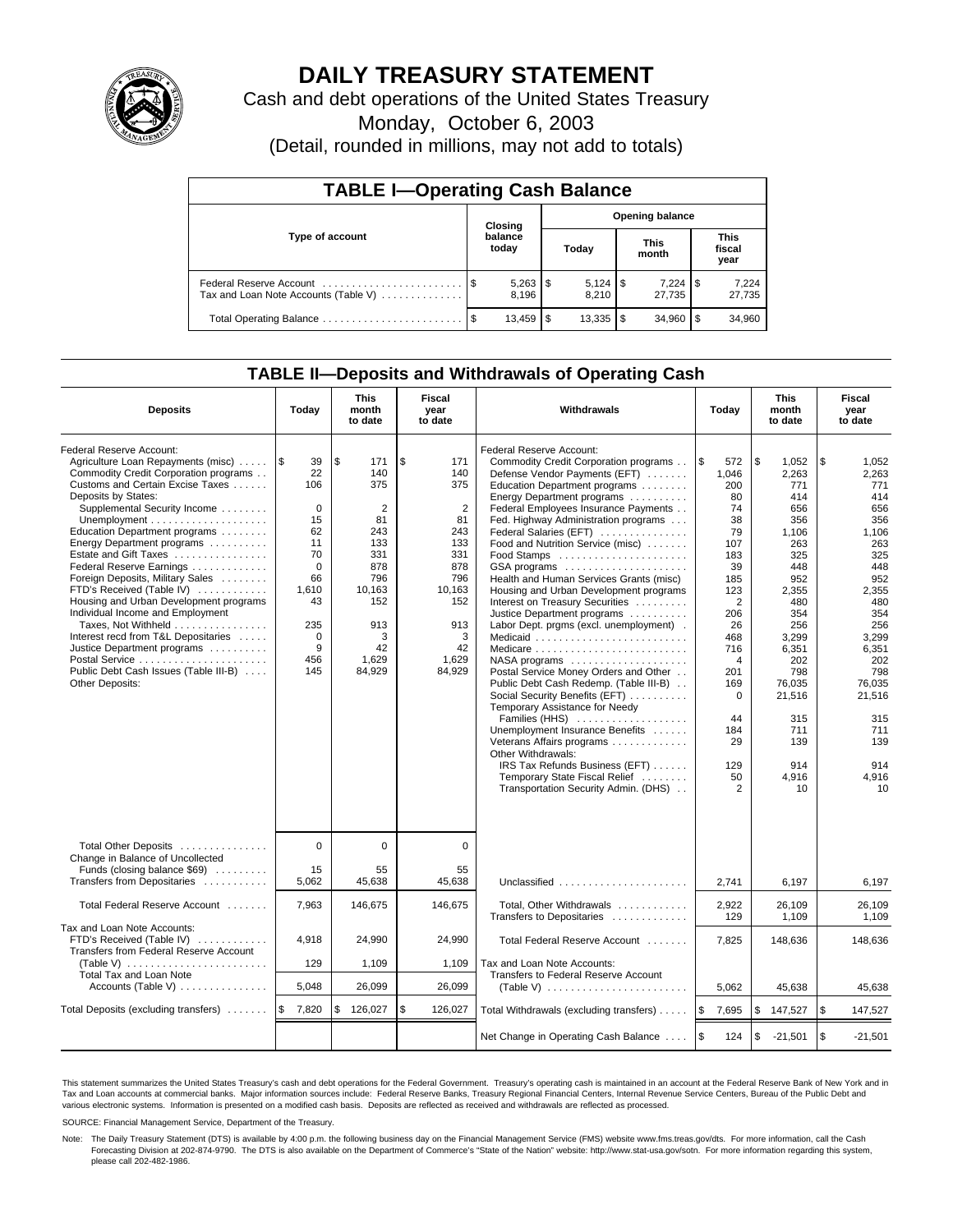# DAILY TREASURY STATEMENT

Cash and debt operations of the United States Treasury

Monday, October 6, 2003

(Detail, rounded in millions, may not add to totals)

## TABLE I—Operating Cash Balance

| Type of account | Closing balance today | Opening balance Today | Opening balance This month | Opening balance This fiscal year |
|---|---|---|---|---|
| Federal Reserve Account | $ 5,263 | $ 5,124 | $ 7,224 | $ 7,224 |
| Tax and Loan Note Accounts (Table V) | 8,196 | 8,210 | 27,735 | 27,735 |
| Total Operating Balance | $ 13,459 | $ 13,335 | $ 34,960 | $ 34,960 |

## TABLE II—Deposits and Withdrawals of Operating Cash

| Deposits | Today | This month to date | Fiscal year to date | Withdrawals | Today | This month to date | Fiscal year to date |
|---|---|---|---|---|---|---|---|
| Federal Reserve Account: | | | | Federal Reserve Account: | | | |
| Agriculture Loan Repayments (misc) | $ 39 | $ 171 | $ 171 | Commodity Credit Corporation programs | $ 572 | $ 1,052 | $ 1,052 |
| Commodity Credit Corporation programs | 22 | 140 | 140 | Defense Vendor Payments (EFT) | 1,046 | 2,263 | 2,263 |
| Customs and Certain Excise Taxes | 106 | 375 | 375 | Education Department programs | 200 | 771 | 771 |
| Deposits by States: | | | | Energy Department programs | 80 | 414 | 414 |
| Supplemental Security Income | 0 | 2 | 2 | Federal Employees Insurance Payments | 74 | 656 | 656 |
| Unemployment | 15 | 81 | 81 | Fed. Highway Administration programs | 38 | 356 | 356 |
| Education Department programs | 62 | 243 | 243 | Federal Salaries (EFT) | 79 | 1,106 | 1,106 |
| Energy Department programs | 11 | 133 | 133 | Food and Nutrition Service (misc) | 107 | 263 | 263 |
| Estate and Gift Taxes | 70 | 331 | 331 | Food Stamps | 183 | 325 | 325 |
| Federal Reserve Earnings | 0 | 878 | 878 | GSA programs | 39 | 448 | 448 |
| Foreign Deposits, Military Sales | 66 | 796 | 796 | Health and Human Services Grants (misc) | 185 | 952 | 952 |
| FTD's Received (Table IV) | 1,610 | 10,163 | 10,163 | Housing and Urban Development programs | 123 | 2,355 | 2,355 |
| Housing and Urban Development programs | 43 | 152 | 152 | Interest on Treasury Securities | 2 | 480 | 480 |
| Individual Income and Employment | | | | Justice Department programs | 206 | 354 | 354 |
| Taxes, Not Withheld | 235 | 913 | 913 | Labor Dept. prgms (excl. unemployment) | 26 | 256 | 256 |
| Interest recd from T&L Depositaries | 0 | 3 | 3 | Medicaid | 468 | 3,299 | 3,299 |
| Justice Department programs | 9 | 42 | 42 | Medicare | 716 | 6,351 | 6,351 |
| Postal Service | 456 | 1,629 | 1,629 | NASA programs | 4 | 202 | 202 |
| Public Debt Cash Issues (Table III-B) | 145 | 84,929 | 84,929 | Postal Service Money Orders and Other | 201 | 798 | 798 |
| Other Deposits: | | | | Public Debt Cash Redemp. (Table III-B) | 169 | 76,035 | 76,035 |
| | | | | Social Security Benefits (EFT) | 0 | 21,516 | 21,516 |
| | | | | Temporary Assistance for Needy Families (HHS) | 44 | 315 | 315 |
| | | | | Unemployment Insurance Benefits | 184 | 711 | 711 |
| | | | | Veterans Affairs programs | 29 | 139 | 139 |
| | | | | Other Withdrawals: | | | |
| | | | | IRS Tax Refunds Business (EFT) | 129 | 914 | 914 |
| | | | | Temporary State Fiscal Relief | 50 | 4,916 | 4,916 |
| | | | | Transportation Security Admin. (DHS) | 2 | 10 | 10 |
| Total Other Deposits | 0 | 0 | 0 | | | | |
| Change in Balance of Uncollected Funds (closing balance $69) | 15 | 55 | 55 | | | | |
| Transfers from Depositaries | 5,062 | 45,638 | 45,638 | Unclassified | 2,741 | 6,197 | 6,197 |
| Total Federal Reserve Account | 7,963 | 146,675 | 146,675 | Total, Other Withdrawals | 2,922 | 26,109 | 26,109 |
| | | | | Transfers to Depositaries | 129 | 1,109 | 1,109 |
| Tax and Loan Note Accounts: | | | | | | | |
| FTD's Received (Table IV) | 4,918 | 24,990 | 24,990 | Total Federal Reserve Account | 7,825 | 148,636 | 148,636 |
| Transfers from Federal Reserve Account (Table V) | 129 | 1,109 | 1,109 | Tax and Loan Note Accounts: | | | |
| Total Tax and Loan Note Accounts (Table V) | 5,048 | 26,099 | 26,099 | Transfers to Federal Reserve Account (Table V) | 5,062 | 45,638 | 45,638 |
| Total Deposits (excluding transfers) | $ 7,820 | $ 126,027 | $ 126,027 | Total Withdrawals (excluding transfers) | $ 7,695 | $ 147,527 | $ 147,527 |
| | | | | Net Change in Operating Cash Balance | $ 124 | $ -21,501 | $ -21,501 |

This statement summarizes the United States Treasury's cash and debt operations for the Federal Government. Treasury's operating cash is maintained in an account at the Federal Reserve Bank of New York and in Tax and Loan accounts at commercial banks. Major information sources include: Federal Reserve Banks, Treasury Regional Financial Centers, Internal Revenue Service Centers, Bureau of the Public Debt and various electronic systems. Information is presented on a modified cash basis. Deposits are reflected as received and withdrawals are reflected as processed.

SOURCE: Financial Management Service, Department of the Treasury.

Note: The Daily Treasury Statement (DTS) is available by 4:00 p.m. the following business day on the Financial Management Service (FMS) website www.fms.treas.gov/dts. For more information, call the Cash Forecasting Division at 202-874-9790. The DTS is also available on the Department of Commerce's "State of the Nation" website: http://www.stat-usa.gov/sotn. For more information regarding this system, please call 202-482-1986.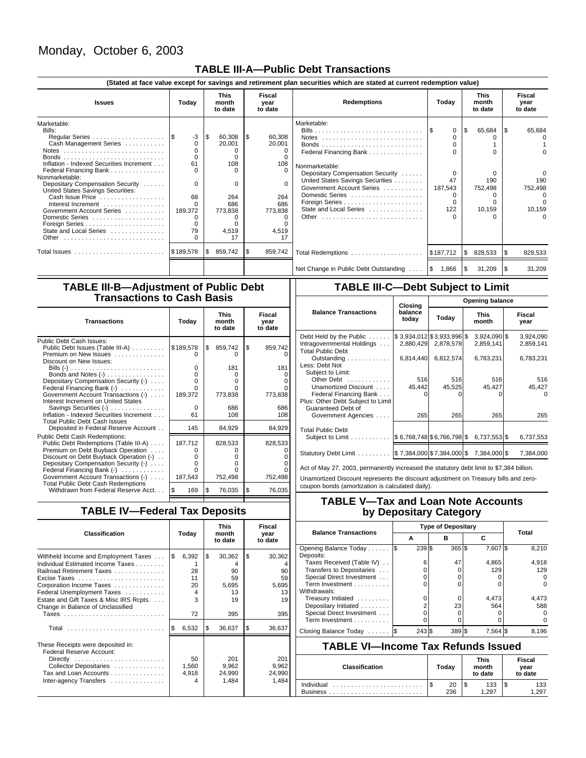Monday, October 6, 2003

## TABLE III-A—Public Debt Transactions

(Stated at face value except for savings and retirement plan securities which are stated at current redemption value)

| Issues | Today | This month to date | Fiscal year to date | Redemptions | Today | This month to date | Fiscal year to date |
|---|---|---|---|---|---|---|---|
| Marketable: | | | | Marketable: | | | |
| Bills: | | | | Bills | $ 0 | $ 65,684 | $ 65,684 |
| Regular Series | $ -3 | $ 60,308 | $ 60,308 | Notes | 0 | 0 | 0 |
| Cash Management Series | 0 | 20,001 | 20,001 | Bonds | 0 | 1 | 1 |
| Notes | 0 | 0 | 0 | Federal Financing Bank | 0 | 0 | 0 |
| Bonds | 0 | 0 | 0 | | | | |
| Inflation - Indexed Securities Increment | 61 | 108 | 108 | Nonmarketable: | | | |
| Federal Financing Bank | 0 | 0 | 0 | Depositary Compensation Security | 0 | 0 | 0 |
| Nonmarketable: | | | | United States Savings Securities | 47 | 190 | 190 |
| Depositary Compensation Security | 0 | 0 | 0 | Government Account Series | 187,543 | 752,498 | 752,498 |
| United States Savings Securities: | | | | Domestic Series | 0 | 0 | 0 |
| Cash Issue Price | 68 | 264 | 264 | Foreign Series | 0 | 0 | 0 |
| Interest Increment | 0 | 686 | 686 | State and Local Series | 122 | 10,159 | 10,159 |
| Government Account Series | 189,372 | 773,838 | 773,838 | Other | 0 | 0 | 0 |
| Domestic Series | 0 | 0 | 0 | | | | |
| Foreign Series | 0 | 0 | 0 | | | | |
| State and Local Series | 79 | 4,519 | 4,519 | | | | |
| Other | 0 | 17 | 17 | | | | |
| Total Issues | $189,578 | $ 859,742 | $ 859,742 | Total Redemptions | $187,712 | $ 828,533 | $ 828,533 |
| | | | | Net Change in Public Debt Outstanding | $ 1,866 | $ 31,209 | $ 31,209 |

## TABLE III-B—Adjustment of Public Debt Transactions to Cash Basis

| Transactions | Today | This month to date | Fiscal year to date |
|---|---|---|---|
| Public Debt Cash Issues: | | | |
| Public Debt Issues (Table III-A) | $189,578 | $ 859,742 | $ 859,742 |
| Premium on New Issues | 0 | 0 | 0 |
| Discount on New Issues: | | | |
| Bills (-) | 0 | 181 | 181 |
| Bonds and Notes (-) | 0 | 0 | 0 |
| Depositary Compensation Security (-) | 0 | 0 | 0 |
| Federal Financing Bank (-) | 0 | 0 | 0 |
| Government Account Transactions (-) | 189,372 | 773,838 | 773,838 |
| Interest Increment on United States Savings Securities (-) | 0 | 686 | 686 |
| Inflation - Indexed Securities Increment | 61 | 108 | 108 |
| Total Public Debt Cash Issues Deposited in Federal Reserve Account | 145 | 84,929 | 84,929 |
| Public Debt Cash Redemptions: | | | |
| Public Debt Redemptions (Table III-A) | 187,712 | 828,533 | 828,533 |
| Premium on Debt Buyback Operation | 0 | 0 | 0 |
| Discount on Debt Buyback Operation (-) | 0 | 0 | 0 |
| Depositary Compensation Security (-) | 0 | 0 | 0 |
| Federal Financing Bank (-) | 0 | 0 | 0 |
| Government Account Transactions (-) | 187,543 | 752,498 | 752,498 |
| Total Public Debt Cash Redemptions Withdrawn from Federal Reserve Acct. | $ 169 | $ 76,035 | $ 76,035 |

## TABLE III-C—Debt Subject to Limit

| Balance Transactions | Closing balance today | Opening balance | | |
|---|---|---|---|---|
| | | Today | This month | Fiscal year |
| Debt Held by the Public | $ 3,934,012 | $ 3,933,996 | $ 3,924,090 | $ 3,924,090 |
| Intragovernmental Holdings | 2,880,429 | 2,878,578 | 2,859,141 | 2,859,141 |
| Total Public Debt Outstanding | 6,814,440 | 6,812,574 | 6,783,231 | 6,783,231 |
| Less: Debt Not Subject to Limit: | | | | |
| Other Debt | 516 | 516 | 516 | 516 |
| Unamortized Discount | 45,442 | 45,525 | 45,427 | 45,427 |
| Federal Financing Bank | 0 | 0 | 0 | 0 |
| Plus: Other Debt Subject to Limit Guaranteed Debt of Government Agencies | 265 | 265 | 265 | 265 |
| Total Public Debt Subject to Limit | $ 6,768,748 | $ 6,766,798 | $ 6,737,553 | $ 6,737,553 |
| Statutory Debt Limit | $ 7,384,000 | $ 7,384,000 | $ 7,384,000 | $ 7,384,000 |

Act of May 27, 2003, permanently increased the statutory debt limit to $7,384 billion.

Unamortized Discount represents the discount adjustment on Treasury bills and zero-coupon bonds (amortization is calculated daily).

## TABLE IV—Federal Tax Deposits

| Classification | Today | This month to date | Fiscal year to date |
|---|---|---|---|
| Withheld Income and Employment Taxes | $ 6,392 | $ 30,362 | $ 30,362 |
| Individual Estimated Income Taxes | 1 | 4 | 4 |
| Railroad Retirement Taxes | 28 | 90 | 90 |
| Excise Taxes | 11 | 59 | 59 |
| Corporation Income Taxes | 20 | 5,695 | 5,695 |
| Federal Unemployment Taxes | 4 | 13 | 13 |
| Estate and Gift Taxes & Misc IRS Rcpts. | 3 | 19 | 19 |
| Change in Balance of Unclassified Taxes | 72 | 395 | 395 |
| Total | $ 6,532 | $ 36,637 | $ 36,637 |
| These Receipts were deposited in: | | | |
| Federal Reserve Account: | | | |
| Directly | 50 | 201 | 201 |
| Collector Depositaries | 1,560 | 9,962 | 9,962 |
| Tax and Loan Accounts | 4,918 | 24,990 | 24,990 |
| Inter-agency Transfers | 4 | 1,484 | 1,484 |

## TABLE V—Tax and Loan Note Accounts by Depositary Category

| Balance Transactions | Type of Depositary | | | Total |
|---|---|---|---|---|
| | A | B | C | |
| Opening Balance Today | $ 239 | $ 365 | $ 7,607 | $ 8,210 |
| Deposits: | | | | |
| Taxes Received (Table IV) | 6 | 47 | 4,865 | 4,918 |
| Transfers to Depositaries | 0 | 0 | 129 | 129 |
| Special Direct Investment | 0 | 0 | 0 | 0 |
| Term Investment | 0 | 0 | 0 | 0 |
| Withdrawals: | | | | |
| Treasury Initiated | 0 | 0 | 4,473 | 4,473 |
| Depositary Initiated | 2 | 23 | 564 | 588 |
| Special Direct Investment | 0 | 0 | 0 | 0 |
| Term Investment | 0 | 0 | 0 | 0 |
| Closing Balance Today | $ 243 | $ 389 | $ 7,564 | $ 8,196 |

## TABLE VI—Income Tax Refunds Issued

| Classification | Today | This month to date | Fiscal year to date |
|---|---|---|---|
| Individual | $ 20 | $ 133 | $ 133 |
| Business | 236 | 1,297 | 1,297 |